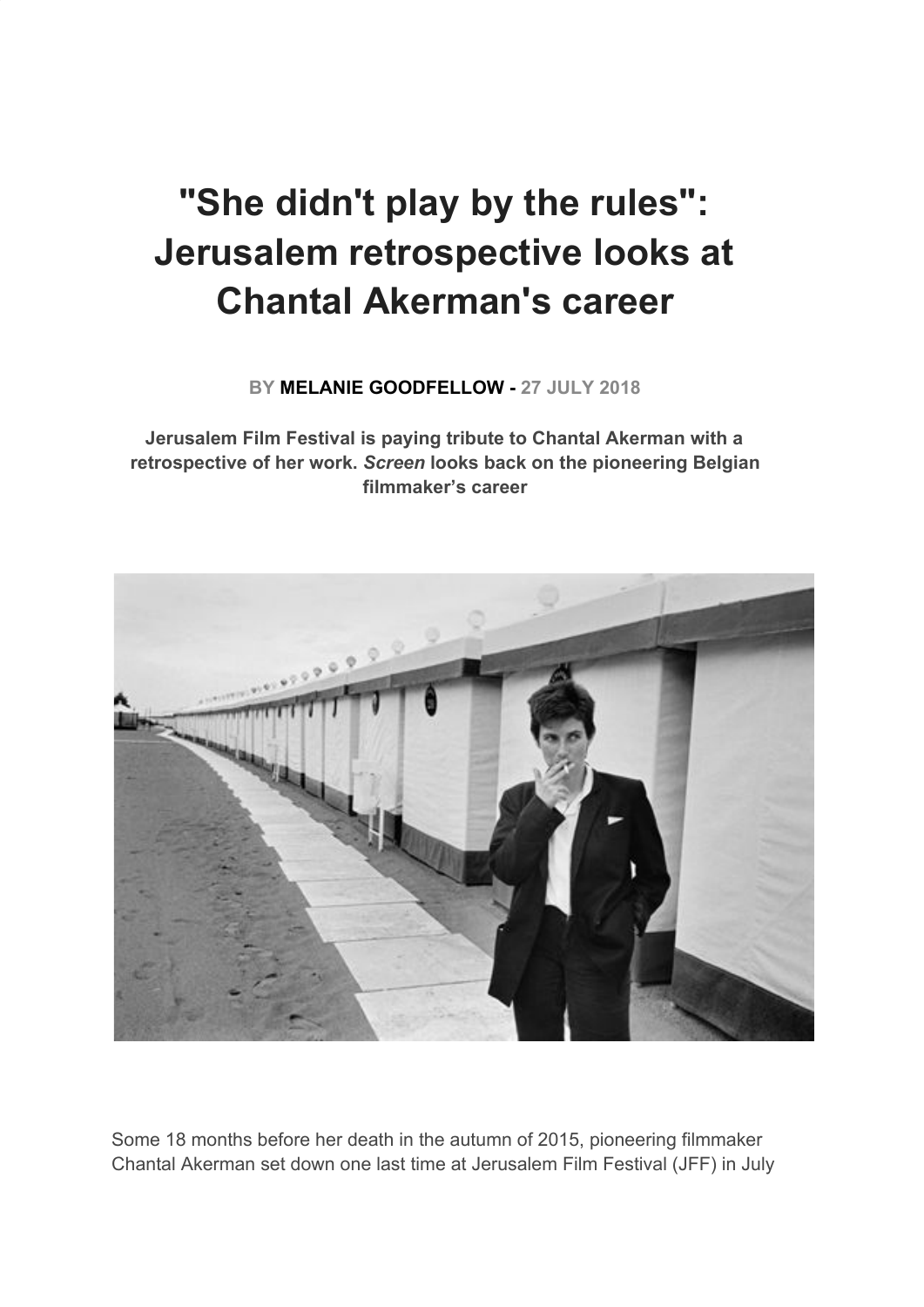# "She didn't play by the rules": Jerusalem retrospective looks at Chantal Akerman's career

**BY MELANIE GOODFELLOW - 27 JULY 2018**

**Jerusalem Film Festival is paying tribute to Chantal Akerman with a retrospective of her work. *Screen* looks back on the pioneering Belgian filmmaker's career**

Some 18 months before her death in the autumn of 2015, pioneering filmmaker Chantal Akerman set down one last time at Jerusalem Film Festival (JFF) in July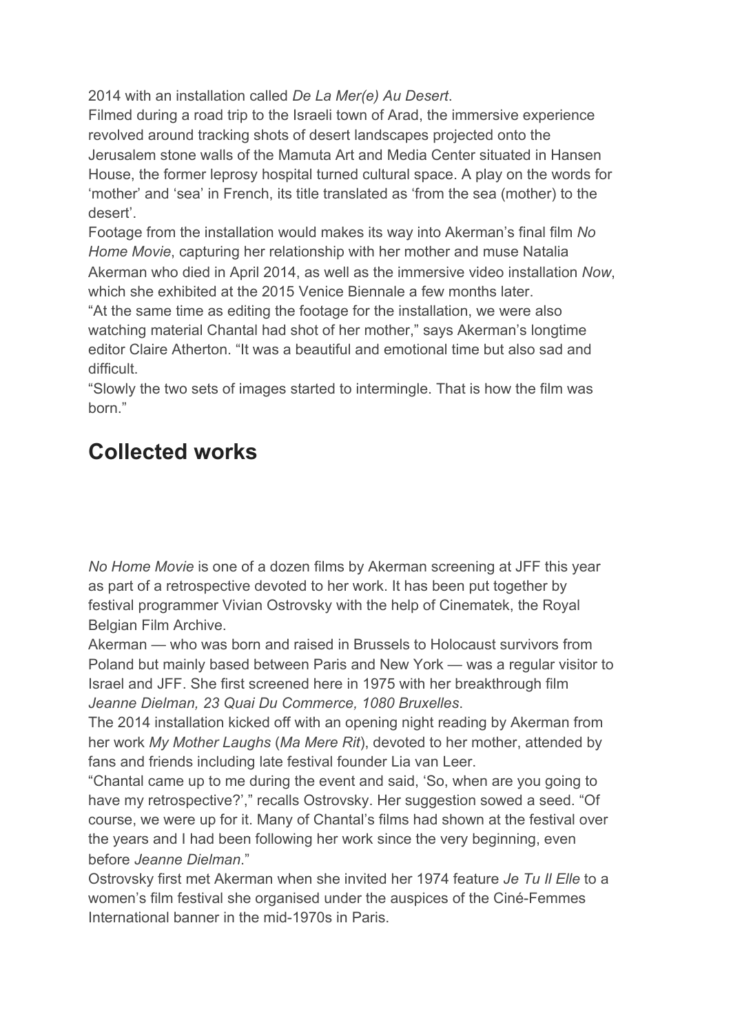2014 with an installation called *De La Mer(e) Au Desert*.

Filmed during a road trip to the Israeli town of Arad, the immersive experience revolved around tracking shots of desert landscapes projected onto the Jerusalem stone walls of the Mamuta Art and Media Center situated in Hansen House, the former leprosy hospital turned cultural space. A play on the words for 'mother' and 'sea' in French, its title translated as 'from the sea (mother) to the desert'.

Footage from the installation would makes its way into Akerman's final film *No Home Movie*, capturing her relationship with her mother and muse Natalia Akerman who died in April 2014, as well as the immersive video installation *Now*, which she exhibited at the 2015 Venice Biennale a few months later.

"At the same time as editing the footage for the installation, we were also watching material Chantal had shot of her mother," says Akerman's longtime editor Claire Atherton. "It was a beautiful and emotional time but also sad and difficult.

"Slowly the two sets of images started to intermingle. That is how the film was born."

## Collected works

*No Home Movie* is one of a dozen films by Akerman screening at JFF this year as part of a retrospective devoted to her work. It has been put together by festival programmer Vivian Ostrovsky with the help of Cinematek, the Royal Belgian Film Archive.

Akerman — who was born and raised in Brussels to Holocaust survivors from Poland but mainly based between Paris and New York — was a regular visitor to Israel and JFF. She first screened here in 1975 with her breakthrough film *Jeanne Dielman, 23 Quai Du Commerce, 1080 Bruxelles*.

The 2014 installation kicked off with an opening night reading by Akerman from her work *My Mother Laughs* (*Ma Mere Rit*), devoted to her mother, attended by fans and friends including late festival founder Lia van Leer.

"Chantal came up to me during the event and said, 'So, when are you going to have my retrospective?'," recalls Ostrovsky. Her suggestion sowed a seed. "Of course, we were up for it. Many of Chantal's films had shown at the festival over the years and I had been following her work since the very beginning, even before *Jeanne Dielman*."

Ostrovsky first met Akerman when she invited her 1974 feature *Je Tu Il Elle* to a women's film festival she organised under the auspices of the Ciné-Femmes International banner in the mid-1970s in Paris.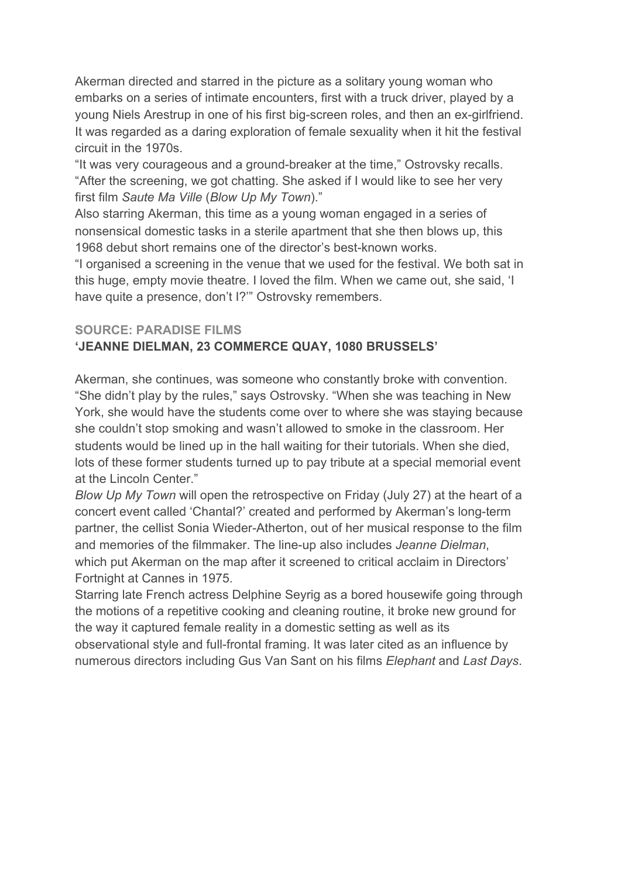Akerman directed and starred in the picture as a solitary young woman who embarks on a series of intimate encounters, first with a truck driver, played by a young Niels Arestrup in one of his first big-screen roles, and then an ex-girlfriend. It was regarded as a daring exploration of female sexuality when it hit the festival circuit in the 1970s.

"It was very courageous and a ground-breaker at the time," Ostrovsky recalls. "After the screening, we got chatting. She asked if I would like to see her very first film *Saute Ma Ville* (*Blow Up My Town*)."

Also starring Akerman, this time as a young woman engaged in a series of nonsensical domestic tasks in a sterile apartment that she then blows up, this 1968 debut short remains one of the director's best-known works.

"I organised a screening in the venue that we used for the festival. We both sat in this huge, empty movie theatre. I loved the film. When we came out, she said, 'I have quite a presence, don't I?'" Ostrovsky remembers.

**SOURCE: PARADISE FILMS**

**'JEANNE DIELMAN, 23 COMMERCE QUAY, 1080 BRUSSELS'**

Akerman, she continues, was someone who constantly broke with convention. "She didn't play by the rules," says Ostrovsky. "When she was teaching in New York, she would have the students come over to where she was staying because she couldn't stop smoking and wasn't allowed to smoke in the classroom. Her students would be lined up in the hall waiting for their tutorials. When she died, lots of these former students turned up to pay tribute at a special memorial event at the Lincoln Center."

*Blow Up My Town* will open the retrospective on Friday (July 27) at the heart of a concert event called 'Chantal?' created and performed by Akerman's long-term partner, the cellist Sonia Wieder-Atherton, out of her musical response to the film and memories of the filmmaker. The line-up also includes *Jeanne Dielman*, which put Akerman on the map after it screened to critical acclaim in Directors' Fortnight at Cannes in 1975.

Starring late French actress Delphine Seyrig as a bored housewife going through the motions of a repetitive cooking and cleaning routine, it broke new ground for the way it captured female reality in a domestic setting as well as its observational style and full-frontal framing. It was later cited as an influence by numerous directors including Gus Van Sant on his films *Elephant* and *Last Days*.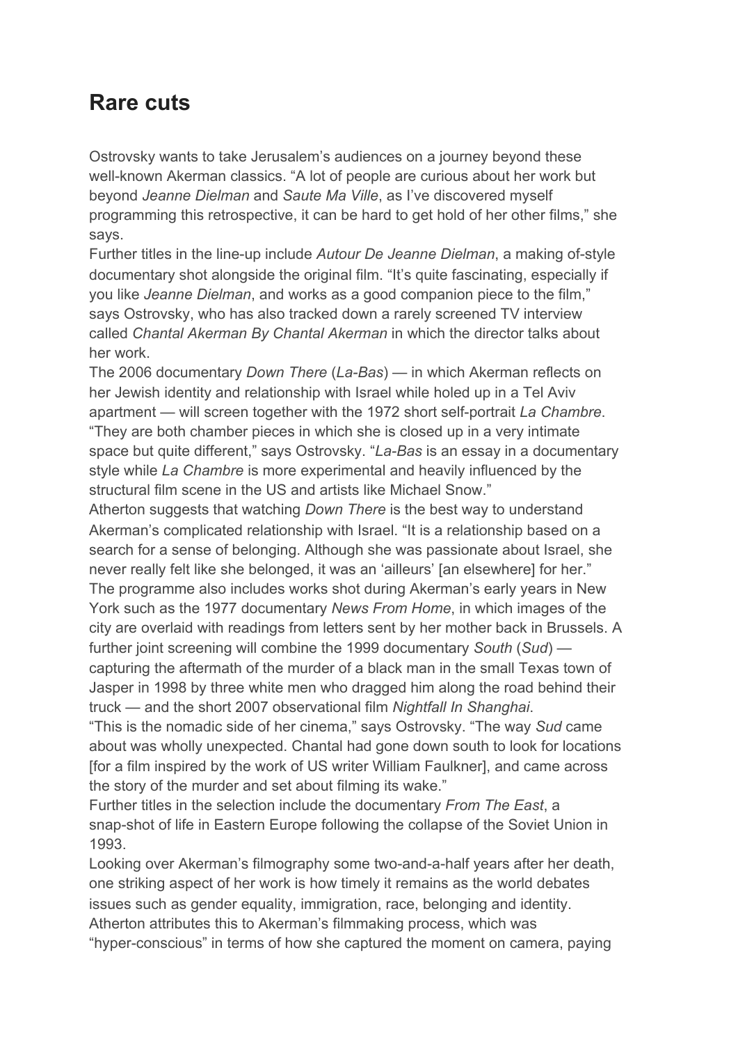## Rare cuts

Ostrovsky wants to take Jerusalem's audiences on a journey beyond these well-known Akerman classics. "A lot of people are curious about her work but beyond *Jeanne Dielman* and *Saute Ma Ville*, as I've discovered myself programming this retrospective, it can be hard to get hold of her other films," she says.

Further titles in the line-up include *Autour De Jeanne Dielman*, a making of-style documentary shot alongside the original film. "It's quite fascinating, especially if you like *Jeanne Dielman*, and works as a good companion piece to the film," says Ostrovsky, who has also tracked down a rarely screened TV interview called *Chantal Akerman By Chantal Akerman* in which the director talks about her work.

The 2006 documentary *Down There* (*La-Bas*) — in which Akerman reflects on her Jewish identity and relationship with Israel while holed up in a Tel Aviv apartment — will screen together with the 1972 short self-portrait *La Chambre*. "They are both chamber pieces in which she is closed up in a very intimate space but quite different," says Ostrovsky. "*La-Bas* is an essay in a documentary style while *La Chambre* is more experimental and heavily influenced by the structural film scene in the US and artists like Michael Snow."

Atherton suggests that watching *Down There* is the best way to understand Akerman's complicated relationship with Israel. "It is a relationship based on a search for a sense of belonging. Although she was passionate about Israel, she never really felt like she belonged, it was an 'ailleurs' [an elsewhere] for her."

The programme also includes works shot during Akerman's early years in New York such as the 1977 documentary *News From Home*, in which images of the city are overlaid with readings from letters sent by her mother back in Brussels. A further joint screening will combine the 1999 documentary *South* (*Sud*) — capturing the aftermath of the murder of a black man in the small Texas town of Jasper in 1998 by three white men who dragged him along the road behind their truck — and the short 2007 observational film *Nightfall In Shanghai*.

"This is the nomadic side of her cinema," says Ostrovsky. "The way *Sud* came about was wholly unexpected. Chantal had gone down south to look for locations [for a film inspired by the work of US writer William Faulkner], and came across the story of the murder and set about filming its wake."

Further titles in the selection include the documentary *From The East*, a snap-shot of life in Eastern Europe following the collapse of the Soviet Union in 1993.

Looking over Akerman's filmography some two-and-a-half years after her death, one striking aspect of her work is how timely it remains as the world debates issues such as gender equality, immigration, race, belonging and identity. Atherton attributes this to Akerman's filmmaking process, which was "hyper-conscious" in terms of how she captured the moment on camera, paying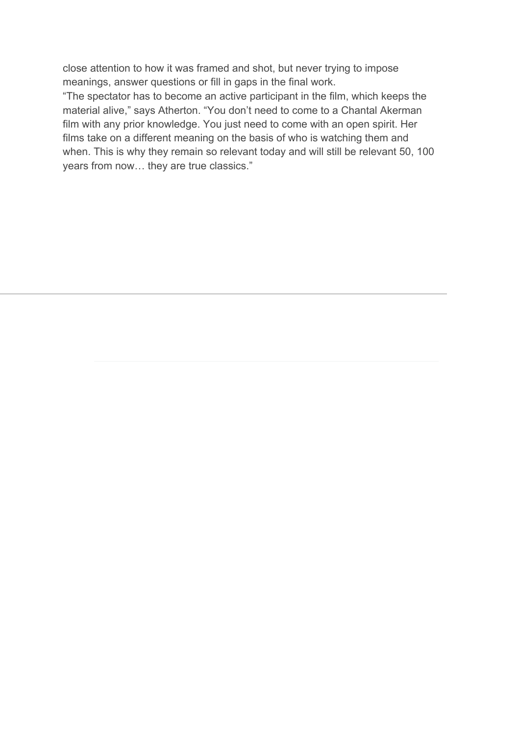close attention to how it was framed and shot, but never trying to impose meanings, answer questions or fill in gaps in the final work.

"The spectator has to become an active participant in the film, which keeps the material alive," says Atherton. "You don't need to come to a Chantal Akerman film with any prior knowledge. You just need to come with an open spirit. Her films take on a different meaning on the basis of who is watching them and when. This is why they remain so relevant today and will still be relevant 50, 100 years from now… they are true classics."